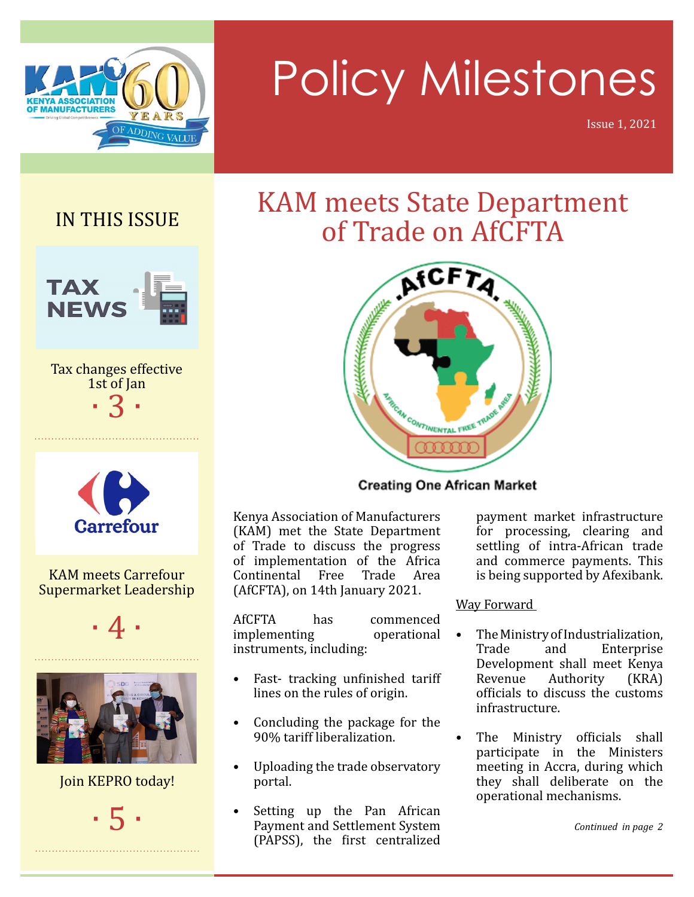# Policy Milestones

Issue 1, 2021

## IN THIS ISSUE

Tax changes effective 1st of Jan · 3 ·

KAM meets Carrefour Supermarket Leadership · 4 ·

Join KEPRO today! · 5 ·

## KAM meets State Department of Trade on AfCFTA

Creating One African Market

Kenya Association of Manufacturers (KAM) met the State Department of Trade to discuss the progress of implementation of the Africa Continental Free Trade Area (AfCFTA), on 14th January 2021.

AfCFTA has commenced implementing operational instruments, including:

- Fast- tracking unfinished tariff lines on the rules of origin.
- Concluding the package for the 90% tariff liberalization.
- Uploading the trade observatory portal.
- Setting up the Pan African Payment and Settlement System (PAPSS), the first centralized payment market infrastructure for processing, clearing and settling of intra-African trade and commerce payments. This is being supported by Afexibank.

Way Forward

- The Ministry of Industrialization, Trade and Enterprise Development shall meet Kenya Revenue Authority (KRA) officials to discuss the customs infrastructure.
- The Ministry officials shall participate in the Ministers meeting in Accra, during which they shall deliberate on the operational mechanisms.

*Continued in page 2*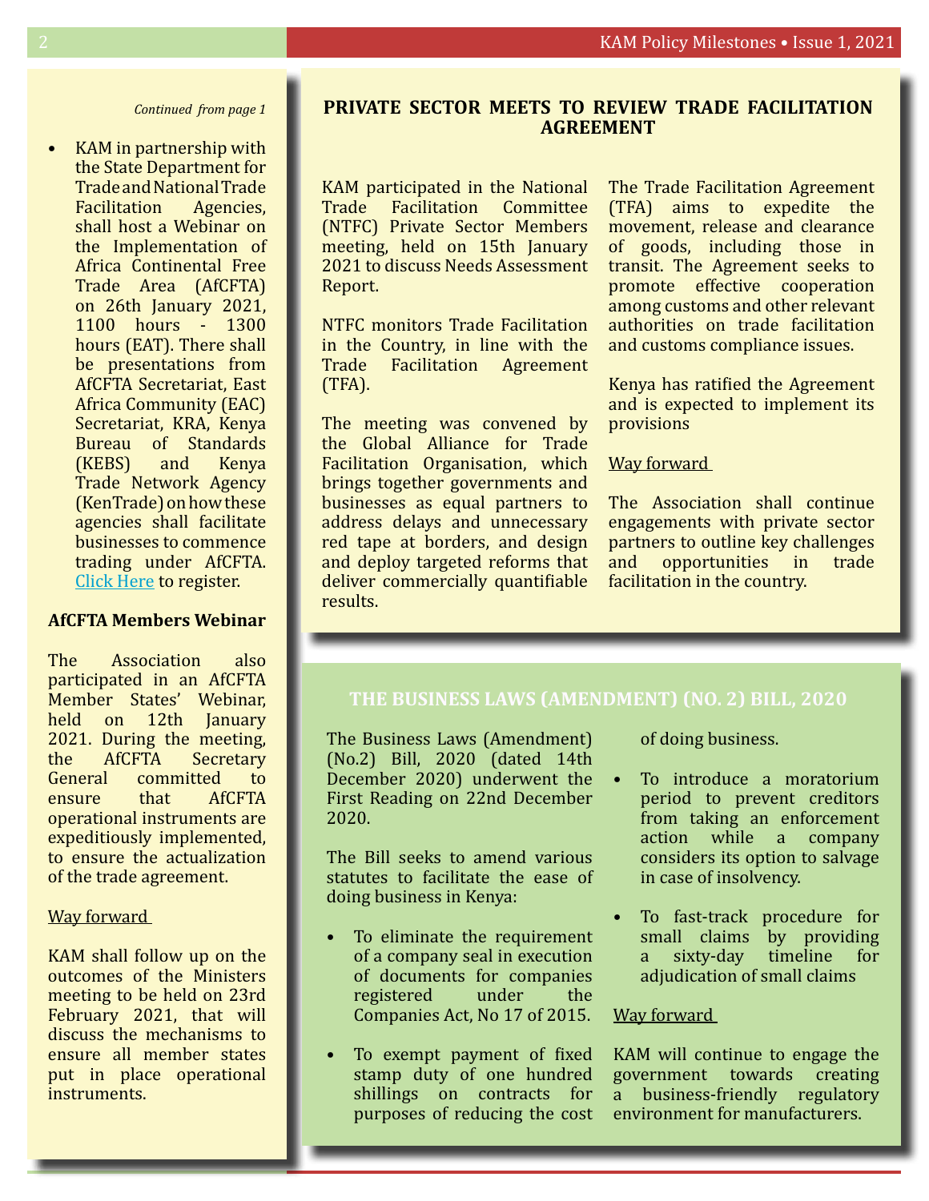*Continued from page 1*

- KAM in partnership with the State Department for Trade and National Trade Facilitation Agencies, shall host a Webinar on the Implementation of Africa Continental Free Trade Area (AfCFTA) on 26th January 2021, 1100 hours - 1300 hours (EAT). There shall be presentations from AfCFTA Secretariat, East Africa Community (EAC) Secretariat, KRA, Kenya Bureau of Standards (KEBS) and Kenya Trade Network Agency (KenTrade) on how these agencies shall facilitate businesses to commence trading under AfCFTA. Click Here to register.

**AfCFTA Members Webinar**

The Association also participated in an AfCFTA Member States' Webinar, held on 12th January 2021. During the meeting, the AfCFTA Secretary General committed to ensure that AfCFTA operational instruments are expeditiously implemented, to ensure the actualization of the trade agreement.

Way forward

KAM shall follow up on the outcomes of the Ministers meeting to be held on 23rd February 2021, that will discuss the mechanisms to ensure all member states put in place operational instruments.

## PRIVATE SECTOR MEETS TO REVIEW TRADE FACILITATION AGREEMENT

KAM participated in the National Trade Facilitation Committee (NTFC) Private Sector Members meeting, held on 15th January 2021 to discuss Needs Assessment Report.

NTFC monitors Trade Facilitation in the Country, in line with the Trade Facilitation Agreement (TFA).

The meeting was convened by the Global Alliance for Trade Facilitation Organisation, which brings together governments and businesses as equal partners to address delays and unnecessary red tape at borders, and design and deploy targeted reforms that deliver commercially quantifiable results.

The Trade Facilitation Agreement (TFA) aims to expedite the movement, release and clearance of goods, including those in transit. The Agreement seeks to promote effective cooperation among customs and other relevant authorities on trade facilitation and customs compliance issues.

Kenya has ratified the Agreement and is expected to implement its provisions

Way forward

The Association shall continue engagements with private sector partners to outline key challenges and opportunities in trade facilitation in the country.

## THE BUSINESS LAWS (AMENDMENT) (NO. 2) BILL, 2020

The Business Laws (Amendment) (No.2) Bill, 2020 (dated 14th December 2020) underwent the First Reading on 22nd December 2020.

The Bill seeks to amend various statutes to facilitate the ease of doing business in Kenya:

- To eliminate the requirement of a company seal in execution of documents for companies registered under the Companies Act, No 17 of 2015.
- To exempt payment of fixed stamp duty of one hundred shillings on contracts for purposes of reducing the cost of doing business.
- To introduce a moratorium period to prevent creditors from taking an enforcement action while a company considers its option to salvage in case of insolvency.
- To fast-track procedure for small claims by providing a sixty-day timeline for adjudication of small claims

Way forward

KAM will continue to engage the government towards creating a business-friendly regulatory environment for manufacturers.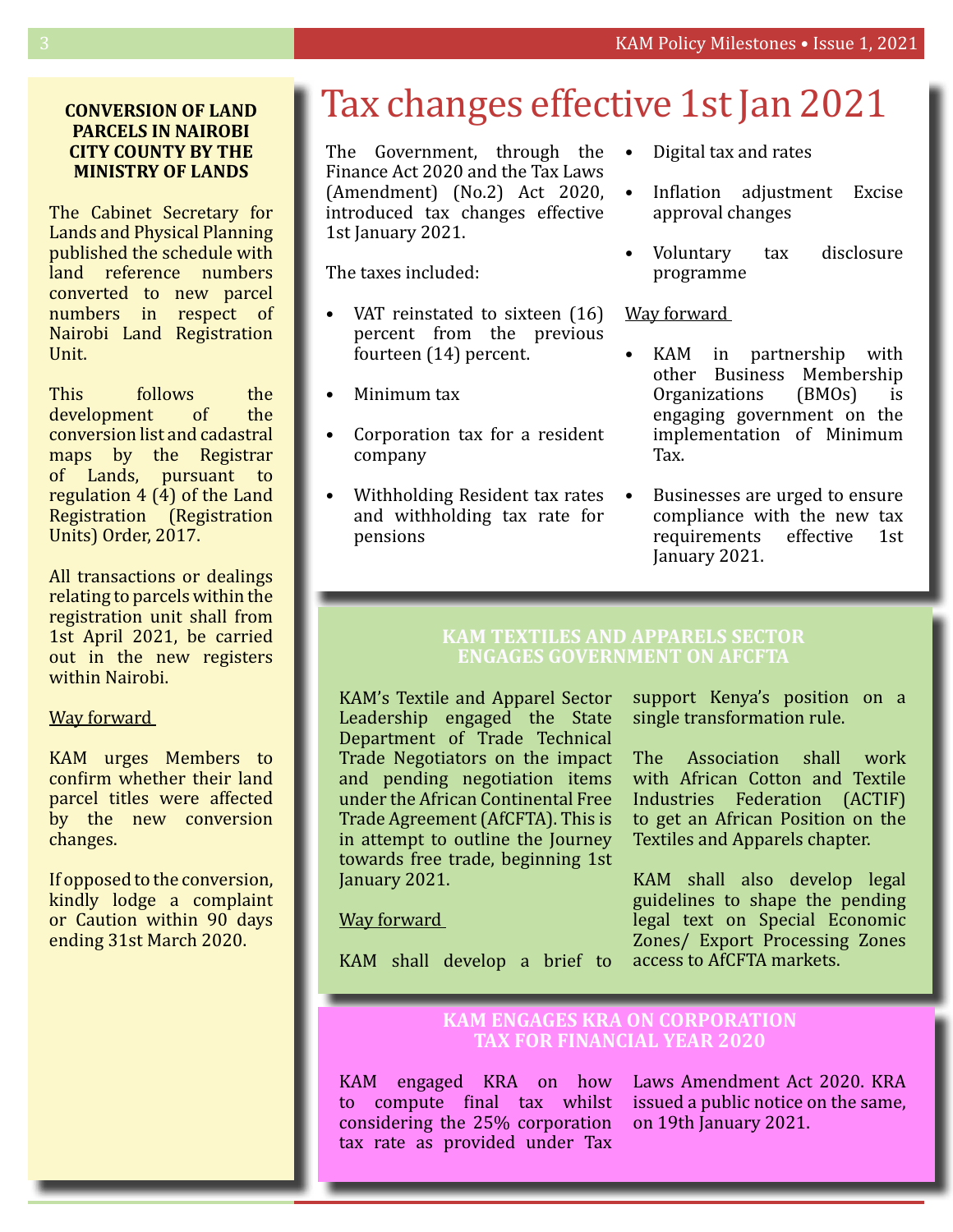## CONVERSION OF LAND PARCELS IN NAIROBI CITY COUNTY BY THE MINISTRY OF LANDS

The Cabinet Secretary for Lands and Physical Planning published the schedule with land reference numbers converted to new parcel numbers in respect of Nairobi Land Registration Unit.

This follows the development of the conversion list and cadastral maps by the Registrar of Lands, pursuant to regulation 4 (4) of the Land Registration (Registration Units) Order, 2017.

All transactions or dealings relating to parcels within the registration unit shall from 1st April 2021, be carried out in the new registers within Nairobi.

Way forward

KAM urges Members to confirm whether their land parcel titles were affected by the new conversion changes.

If opposed to the conversion, kindly lodge a complaint or Caution within 90 days ending 31st March 2020.

# Tax changes effective 1st Jan 2021

The Government, through the Finance Act 2020 and the Tax Laws (Amendment) (No.2) Act 2020, introduced tax changes effective 1st January 2021.

The taxes included:

- VAT reinstated to sixteen (16) percent from the previous fourteen (14) percent.
- Minimum tax
- Corporation tax for a resident company
- Withholding Resident tax rates and withholding tax rate for pensions
- Digital tax and rates
- Inflation adjustment Excise approval changes
- Voluntary tax disclosure programme

Way forward

- KAM in partnership with other Business Membership Organizations (BMOs) is engaging government on the implementation of Minimum Tax.
- Businesses are urged to ensure compliance with the new tax requirements effective 1st January 2021.

## KAM TEXTILES AND APPARELS SECTOR ENGAGES GOVERNMENT ON AFCFTA

KAM's Textile and Apparel Sector Leadership engaged the State Department of Trade Technical Trade Negotiators on the impact and pending negotiation items under the African Continental Free Trade Agreement (AfCFTA). This is in attempt to outline the Journey towards free trade, beginning 1st January 2021.

Way forward

KAM shall develop a brief to support Kenya's position on a single transformation rule.

The Association shall work with African Cotton and Textile Industries Federation (ACTIF) to get an African Position on the Textiles and Apparels chapter.

KAM shall also develop legal guidelines to shape the pending legal text on Special Economic Zones/ Export Processing Zones access to AfCFTA markets.

## KAM ENGAGES KRA ON CORPORATION TAX FOR FINANCIAL YEAR 2020

KAM engaged KRA on how to compute final tax whilst considering the 25% corporation tax rate as provided under Tax Laws Amendment Act 2020. KRA issued a public notice on the same, on 19th January 2021.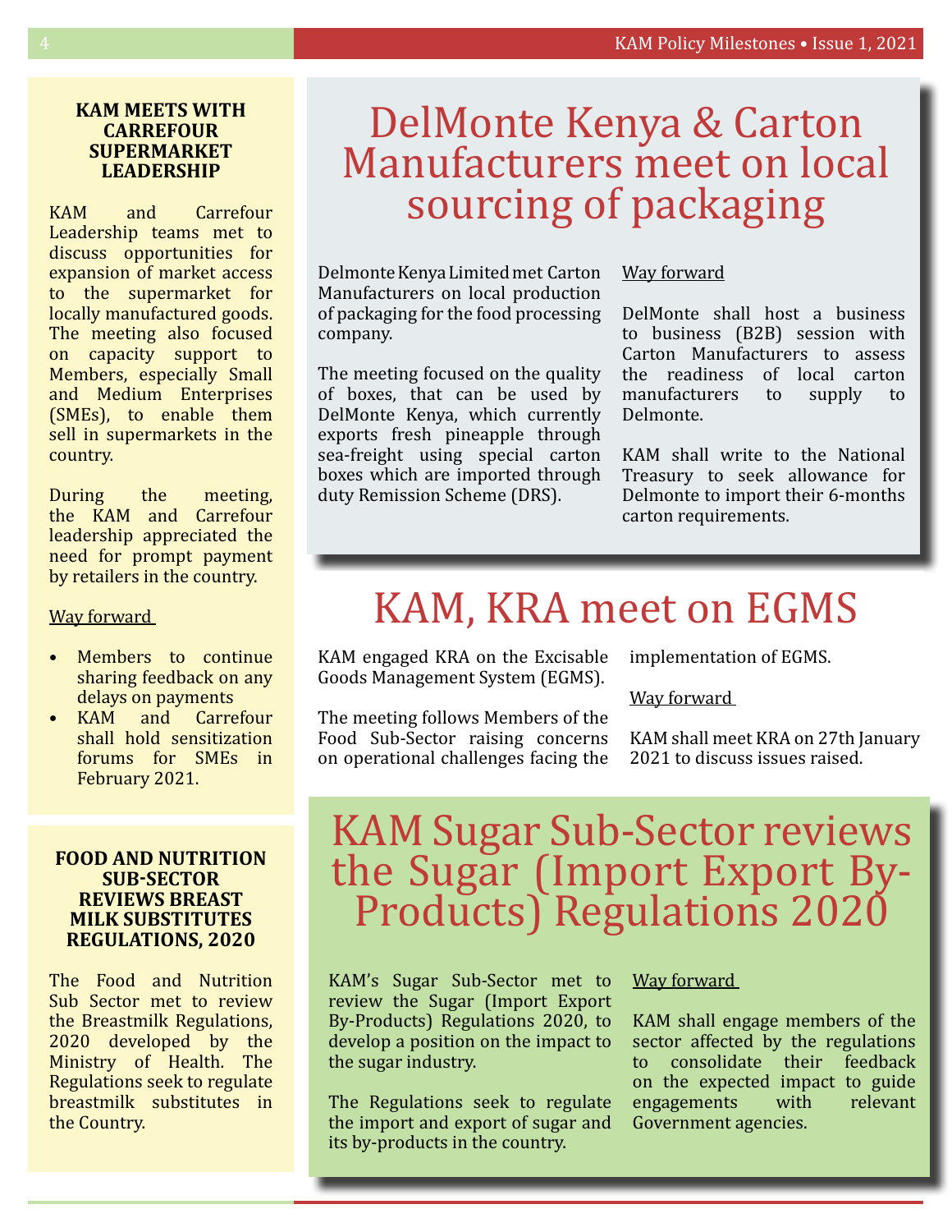## KAM MEETS WITH CARREFOUR SUPERMARKET LEADERSHIP

KAM and Carrefour Leadership teams met to discuss opportunities for expansion of market access to the supermarket for locally manufactured goods. The meeting also focused on capacity support to Members, especially Small and Medium Enterprises (SMEs), to enable them sell in supermarkets in the country.

During the meeting, the KAM and Carrefour leadership appreciated the need for prompt payment by retailers in the country.

Way forward

- Members to continue sharing feedback on any delays on payments
- KAM and Carrefour shall hold sensitization forums for SMEs in February 2021.

## FOOD AND NUTRITION SUB-SECTOR REVIEWS BREAST MILK SUBSTITUTES REGULATIONS, 2020

The Food and Nutrition Sub Sector met to review the Breastmilk Regulations, 2020 developed by the Ministry of Health. The Regulations seek to regulate breastmilk substitutes in the Country.

# DelMonte Kenya & Carton Manufacturers meet on local sourcing of packaging

Delmonte Kenya Limited met Carton Manufacturers on local production of packaging for the food processing company.

The meeting focused on the quality of boxes, that can be used by DelMonte Kenya, which currently exports fresh pineapple through sea-freight using special carton boxes which are imported through duty Remission Scheme (DRS).

Way forward

DelMonte shall host a business to business (B2B) session with Carton Manufacturers to assess the readiness of local carton manufacturers to supply to Delmonte.

KAM shall write to the National Treasury to seek allowance for Delmonte to import their 6-months carton requirements.

# KAM, KRA meet on EGMS

KAM engaged KRA on the Excisable Goods Management System (EGMS).

The meeting follows Members of the Food Sub-Sector raising concerns on operational challenges facing the implementation of EGMS.

Way forward

KAM shall meet KRA on 27th January 2021 to discuss issues raised.

# KAM Sugar Sub-Sector reviews the Sugar (Import Export By-Products) Regulations 2020

KAM's Sugar Sub-Sector met to review the Sugar (Import Export By-Products) Regulations 2020, to develop a position on the impact to the sugar industry.

The Regulations seek to regulate the import and export of sugar and its by-products in the country.

Way forward

KAM shall engage members of the sector affected by the regulations to consolidate their feedback on the expected impact to guide engagements with relevant Government agencies.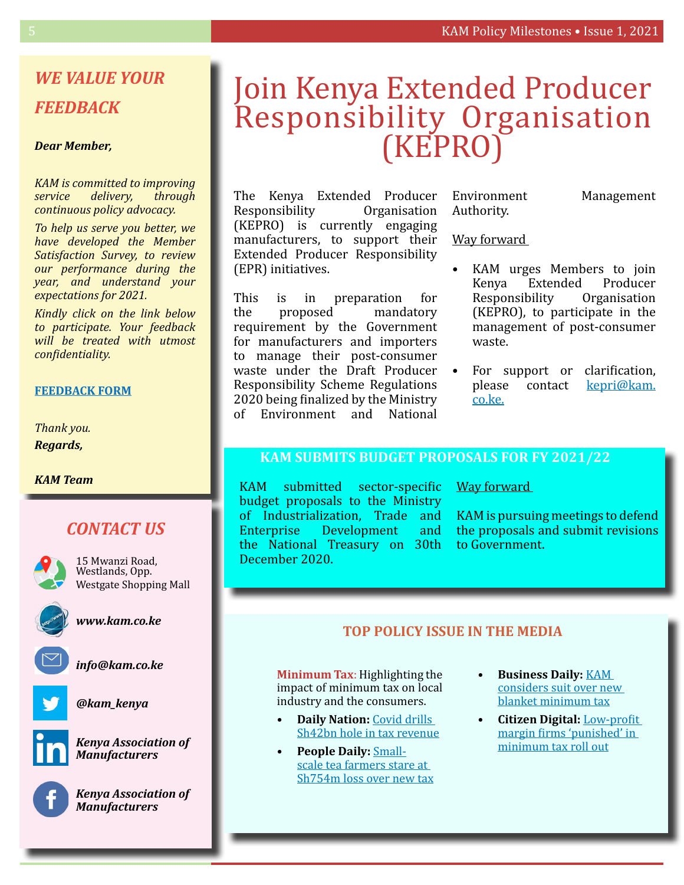# Join Kenya Extended Producer Responsibility Organisation (KEPRO)

The Kenya Extended Producer Responsibility Organisation (KEPRO) is currently engaging manufacturers, to support their Extended Producer Responsibility (EPR) initiatives.

This is in preparation for the proposed mandatory requirement by the Government for manufacturers and importers to manage their post-consumer waste under the Draft Producer Responsibility Scheme Regulations 2020 being finalized by the Ministry of Environment and National Environment Management Authority.

<u>Way forward</u>

- KAM urges Members to join Kenya Extended Producer Responsibility Organisation (KEPRO), to participate in the management of post-consumer waste.
- For support or clarification, please contact kepri@kam.co.ke.

## KAM SUBMITS BUDGET PROPOSALS FOR FY 2021/22

KAM submitted sector-specific budget proposals to the Ministry of Industrialization, Trade and Enterprise Development and the National Treasury on 30th December 2020.

<u>Way forward</u>

KAM is pursuing meetings to defend the proposals and submit revisions to Government.

## TOP POLICY ISSUE IN THE MEDIA

**Minimum Tax**: Highlighting the impact of minimum tax on local industry and the consumers.

- **Daily Nation:** Covid drills Sh42bn hole in tax revenue
- **People Daily:** Small-scale tea farmers stare at Sh754m loss over new tax
- **Business Daily:** KAM considers suit over new blanket minimum tax
- **Citizen Digital:** Low-profit margin firms 'punished' in minimum tax roll out

## *WE VALUE YOUR FEEDBACK*

***Dear Member,***

*KAM is committed to improving service delivery, through continuous policy advocacy.*

*To help us serve you better, we have developed the Member Satisfaction Survey, to review our performance during the year, and understand your expectations for 2021.*

*Kindly click on the link below to participate. Your feedback will be treated with utmost confidentiality.*

**FEEDBACK FORM**

*Thank you.*

***Regards,***

***KAM Team***

## *CONTACT US*

15 Mwanzi Road, Westlands, Opp. Westgate Shopping Mall

***www.kam.co.ke***

***info@kam.co.ke***

***@kam_kenya***

***Kenya Association of Manufacturers***

***Kenya Association of Manufacturers***